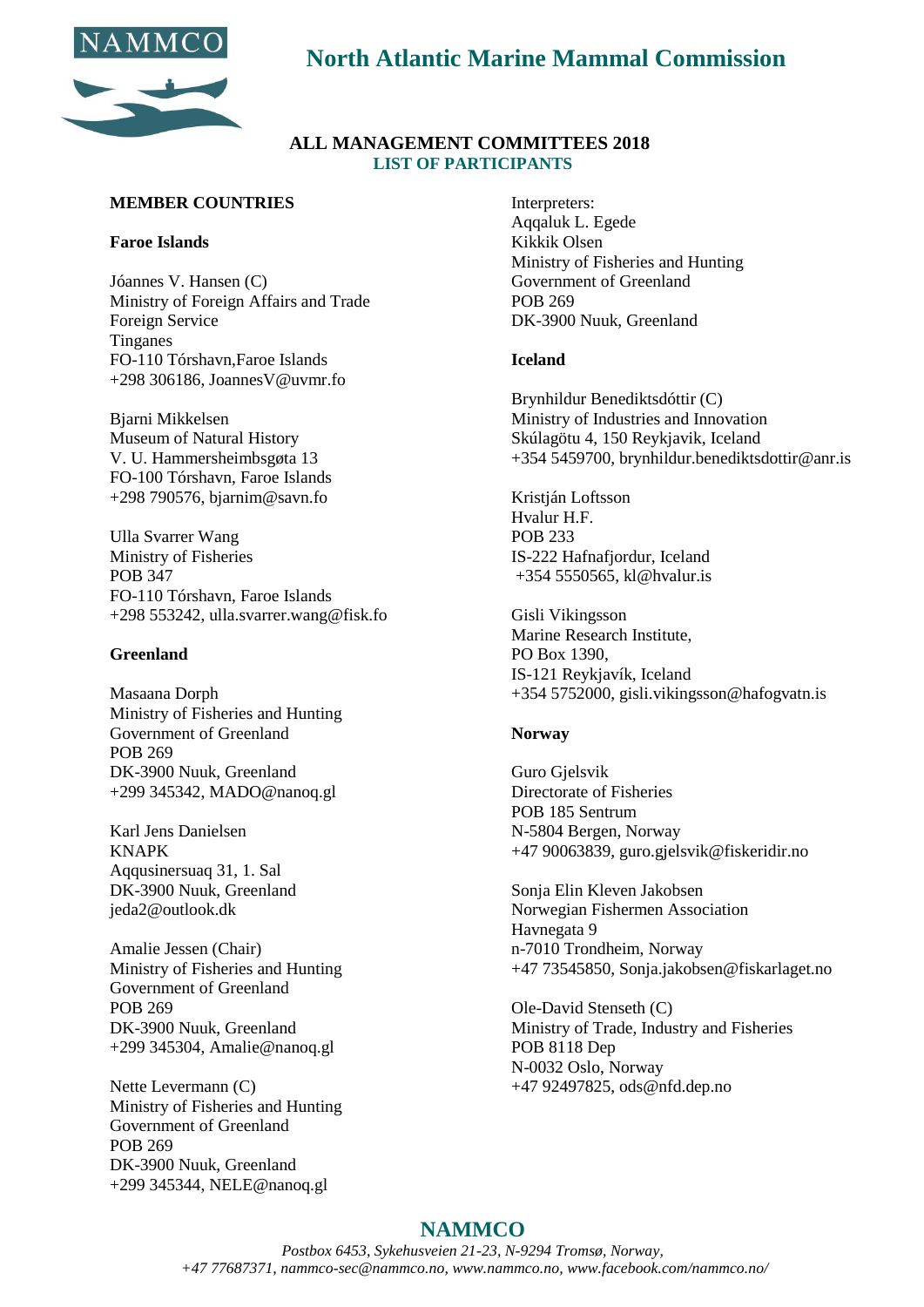# North Atlantic Marine Mammal Commission

## ALL MANAGEMENT COMMITTEES 2018
## LIST OF PARTICIPANTS

### MEMBER COUNTRIES

**Faroe Islands**

Jóannes V. Hansen (C)
Ministry of Foreign Affairs and Trade
Foreign Service
Tinganes
FO-110 Tórshavn,Faroe Islands
+298 306186, JoannesV@uvmr.fo

Bjarni Mikkelsen
Museum of Natural History
V. U. Hammersheimbsgøta 13
FO-100 Tórshavn, Faroe Islands
+298 790576, bjarnim@savn.fo

Ulla Svarrer Wang
Ministry of Fisheries
POB 347
FO-110 Tórshavn, Faroe Islands
+298 553242, ulla.svarrer.wang@fisk.fo

**Greenland**

Masaana Dorph
Ministry of Fisheries and Hunting
Government of Greenland
POB 269
DK-3900 Nuuk, Greenland
+299 345342, MADO@nanoq.gl

Karl Jens Danielsen
KNAPK
Aqqusinersuaq 31, 1. Sal
DK-3900 Nuuk, Greenland
jeda2@outlook.dk

Amalie Jessen (Chair)
Ministry of Fisheries and Hunting
Government of Greenland
POB 269
DK-3900 Nuuk, Greenland
+299 345304, Amalie@nanoq.gl

Nette Levermann (C)
Ministry of Fisheries and Hunting
Government of Greenland
POB 269
DK-3900 Nuuk, Greenland
+299 345344, NELE@nanoq.gl

Interpreters:
Aqqaluk L. Egede
Kikkik Olsen
Ministry of Fisheries and Hunting
Government of Greenland
POB 269
DK-3900 Nuuk, Greenland

**Iceland**

Brynhildur Benediktsdóttir (C)
Ministry of Industries and Innovation
Skúlagötu 4, 150 Reykjavik, Iceland
+354 5459700, brynhildur.benediktsdottir@anr.is

Kristján Loftsson
Hvalur H.F.
POB 233
IS-222 Hafnafjordur, Iceland
+354 5550565, kl@hvalur.is

Gisli Vikingsson
Marine Research Institute,
PO Box 1390,
IS-121 Reykjavík, Iceland
+354 5752000, gisli.vikingsson@hafogvatn.is

**Norway**

Guro Gjelsvik
Directorate of Fisheries
POB 185 Sentrum
N-5804 Bergen, Norway
+47 90063839, guro.gjelsvik@fiskeridir.no

Sonja Elin Kleven Jakobsen
Norwegian Fishermen Association
Havnegata 9
n-7010 Trondheim, Norway
+47 73545850, Sonja.jakobsen@fiskarlaget.no

Ole-David Stenseth (C)
Ministry of Trade, Industry and Fisheries
POB 8118 Dep
N-0032 Oslo, Norway
+47 92497825, ods@nfd.dep.no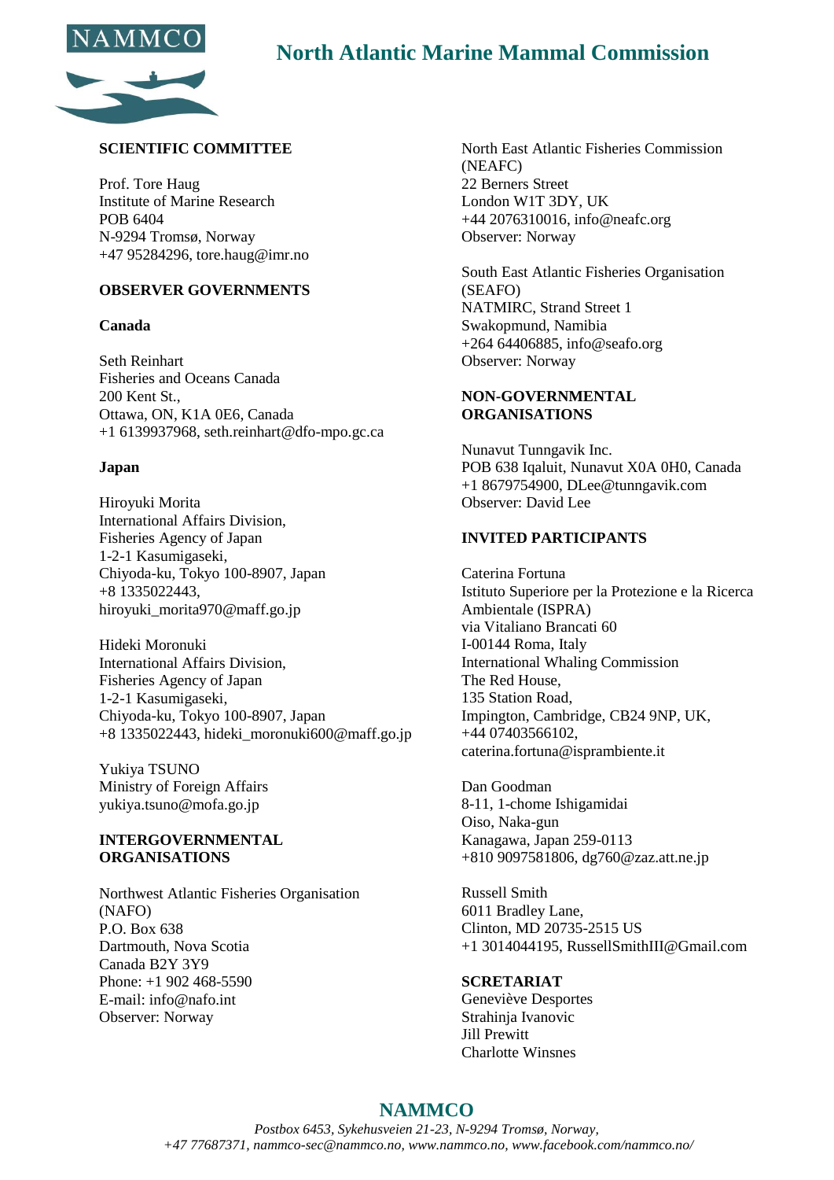## SCIENTIFIC COMMITTEE

Prof. Tore Haug
Institute of Marine Research
POB 6404
N-9294 Tromsø, Norway
+47 95284296, tore.haug@imr.no

## OBSERVER GOVERNMENTS

### Canada

Seth Reinhart
Fisheries and Oceans Canada
200 Kent St.,
Ottawa, ON, K1A 0E6, Canada
+1 6139937968, seth.reinhart@dfo-mpo.gc.ca

### Japan

Hiroyuki Morita
International Affairs Division,
Fisheries Agency of Japan
1-2-1 Kasumigaseki,
Chiyoda-ku, Tokyo 100-8907, Japan
+8 1335022443,
hiroyuki_morita970@maff.go.jp

Hideki Moronuki
International Affairs Division,
Fisheries Agency of Japan
1-2-1 Kasumigaseki,
Chiyoda-ku, Tokyo 100-8907, Japan
+8 1335022443, hideki_moronuki600@maff.go.jp

Yukiya TSUNO
Ministry of Foreign Affairs
yukiya.tsuno@mofa.go.jp

## INTERGOVERNMENTAL ORGANISATIONS

Northwest Atlantic Fisheries Organisation (NAFO)
P.O. Box 638
Dartmouth, Nova Scotia
Canada B2Y 3Y9
Phone: +1 902 468-5590
E-mail: info@nafo.int
Observer: Norway

North East Atlantic Fisheries Commission (NEAFC)
22 Berners Street
London W1T 3DY, UK
+44 2076310016, info@neafc.org
Observer: Norway

South East Atlantic Fisheries Organisation (SEAFO)
NATMIRC, Strand Street 1
Swakopmund, Namibia
+264 64406885, info@seafo.org
Observer: Norway

## NON-GOVERNMENTAL ORGANISATIONS

Nunavut Tunngavik Inc.
POB 638 Iqaluit, Nunavut X0A 0H0, Canada
+1 8679754900, DLee@tunngavik.com
Observer: David Lee

## INVITED PARTICIPANTS

Caterina Fortuna
Istituto Superiore per la Protezione e la Ricerca Ambientale (ISPRA)
via Vitaliano Brancati 60
I-00144 Roma, Italy
International Whaling Commission
The Red House,
135 Station Road,
Impington, Cambridge, CB24 9NP, UK,
+44 07403566102,
caterina.fortuna@isprambiente.it

Dan Goodman
8-11, 1-chome Ishigamidai
Oiso, Naka-gun
Kanagawa, Japan 259-0113
+810 9097581806, dg760@zaz.att.ne.jp

Russell Smith
6011 Bradley Lane,
Clinton, MD 20735-2515 US
+1 3014044195, RussellSmithIII@Gmail.com

## SCRETARIAT

Geneviève Desportes
Strahinja Ivanovic
Jill Prewitt
Charlotte Winsnes